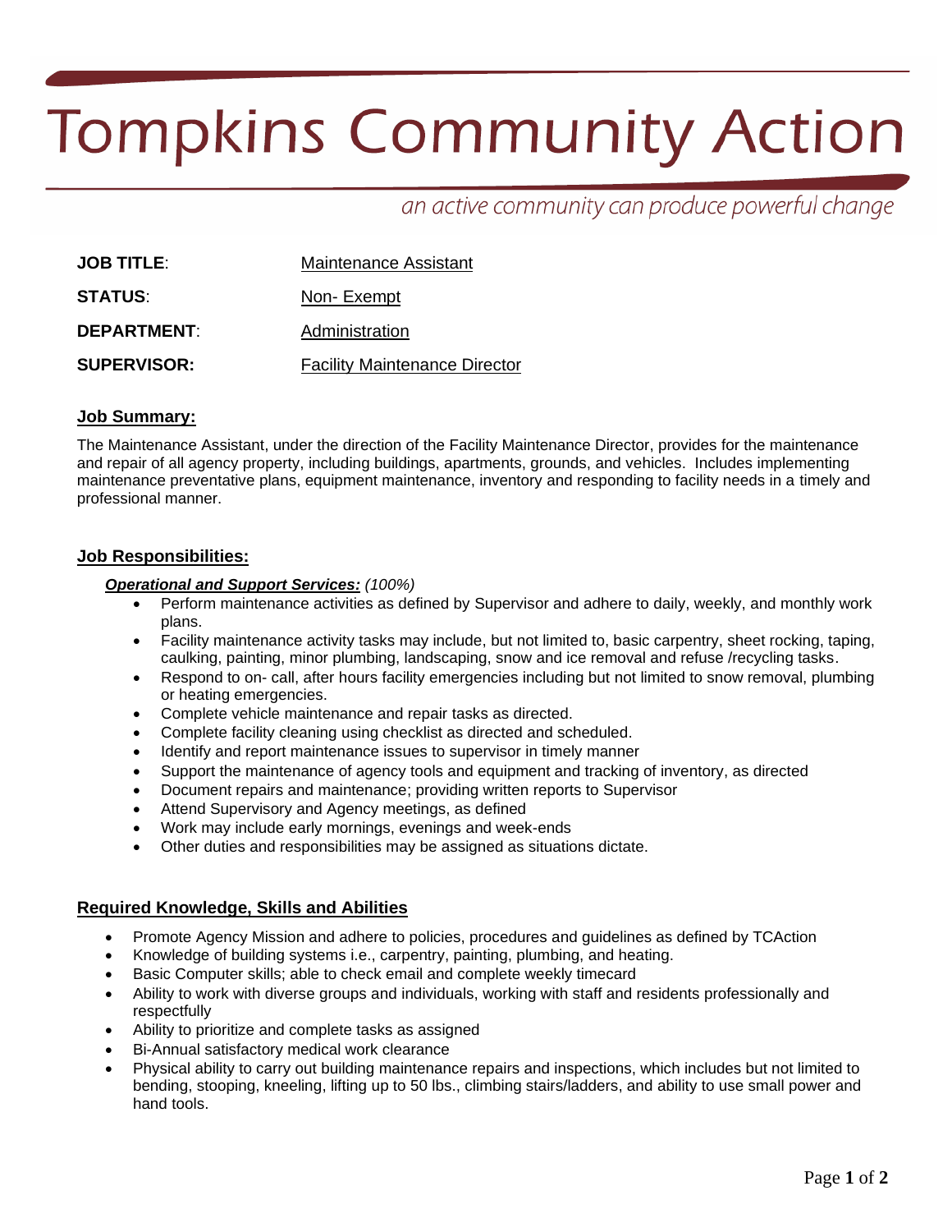# Tompkins Community Action

*an active community can produce powerful change*

**JOB TITLE**: Maintenance Assistant

**STATUS**: Non- Exempt

**DEPARTMENT**: Administration

**SUPERVISOR:** Facility Maintenance Director

## Job Summary:

The Maintenance Assistant, under the direction of the Facility Maintenance Director, provides for the maintenance and repair of all agency property, including buildings, apartments, grounds, and vehicles. Includes implementing maintenance preventative plans, equipment maintenance, inventory and responding to facility needs in a timely and professional manner.

## Job Responsibilities:

***Operational and Support Services:*** *(100%)*

- Perform maintenance activities as defined by Supervisor and adhere to daily, weekly, and monthly work plans.
- Facility maintenance activity tasks may include, but not limited to, basic carpentry, sheet rocking, taping, caulking, painting, minor plumbing, landscaping, snow and ice removal and refuse /recycling tasks.
- Respond to on- call, after hours facility emergencies including but not limited to snow removal, plumbing or heating emergencies.
- Complete vehicle maintenance and repair tasks as directed.
- Complete facility cleaning using checklist as directed and scheduled.
- Identify and report maintenance issues to supervisor in timely manner
- Support the maintenance of agency tools and equipment and tracking of inventory, as directed
- Document repairs and maintenance; providing written reports to Supervisor
- Attend Supervisory and Agency meetings, as defined
- Work may include early mornings, evenings and week-ends
- Other duties and responsibilities may be assigned as situations dictate.

## Required Knowledge, Skills and Abilities

- Promote Agency Mission and adhere to policies, procedures and guidelines as defined by TCAction
- Knowledge of building systems i.e., carpentry, painting, plumbing, and heating.
- Basic Computer skills; able to check email and complete weekly timecard
- Ability to work with diverse groups and individuals, working with staff and residents professionally and respectfully
- Ability to prioritize and complete tasks as assigned
- Bi-Annual satisfactory medical work clearance
- Physical ability to carry out building maintenance repairs and inspections, which includes but not limited to bending, stooping, kneeling, lifting up to 50 lbs., climbing stairs/ladders, and ability to use small power and hand tools.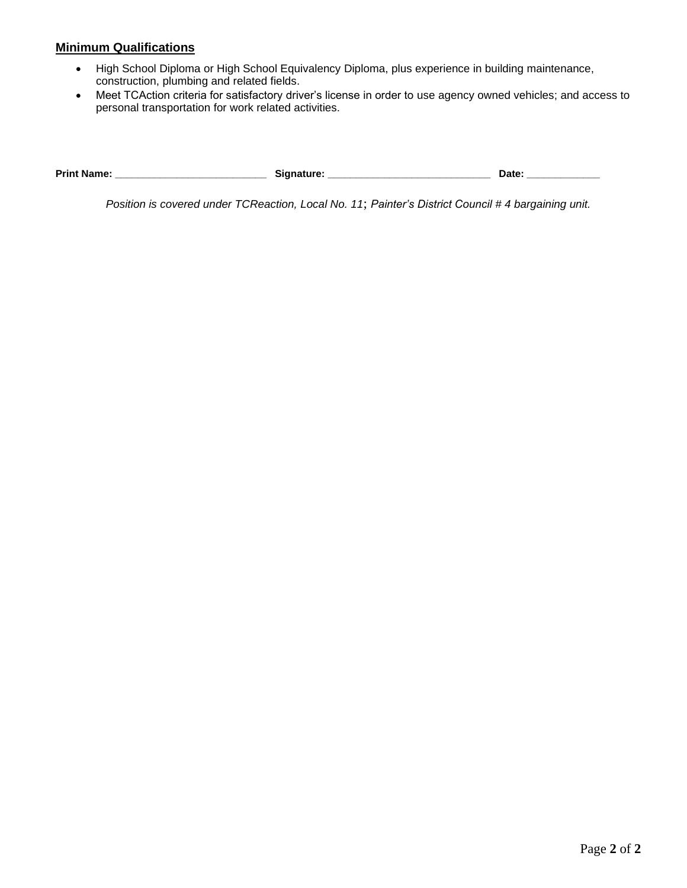## Minimum Qualifications

- High School Diploma or High School Equivalency Diploma, plus experience in building maintenance, construction, plumbing and related fields.
- Meet TCAction criteria for satisfactory driver's license in order to use agency owned vehicles; and access to personal transportation for work related activities.

**Print Name:** ___________________________ **Signature:** _____________________________ **Date:** _____________

*Position is covered under TCReaction, Local No. 11; Painter's District Council # 4 bargaining unit.*